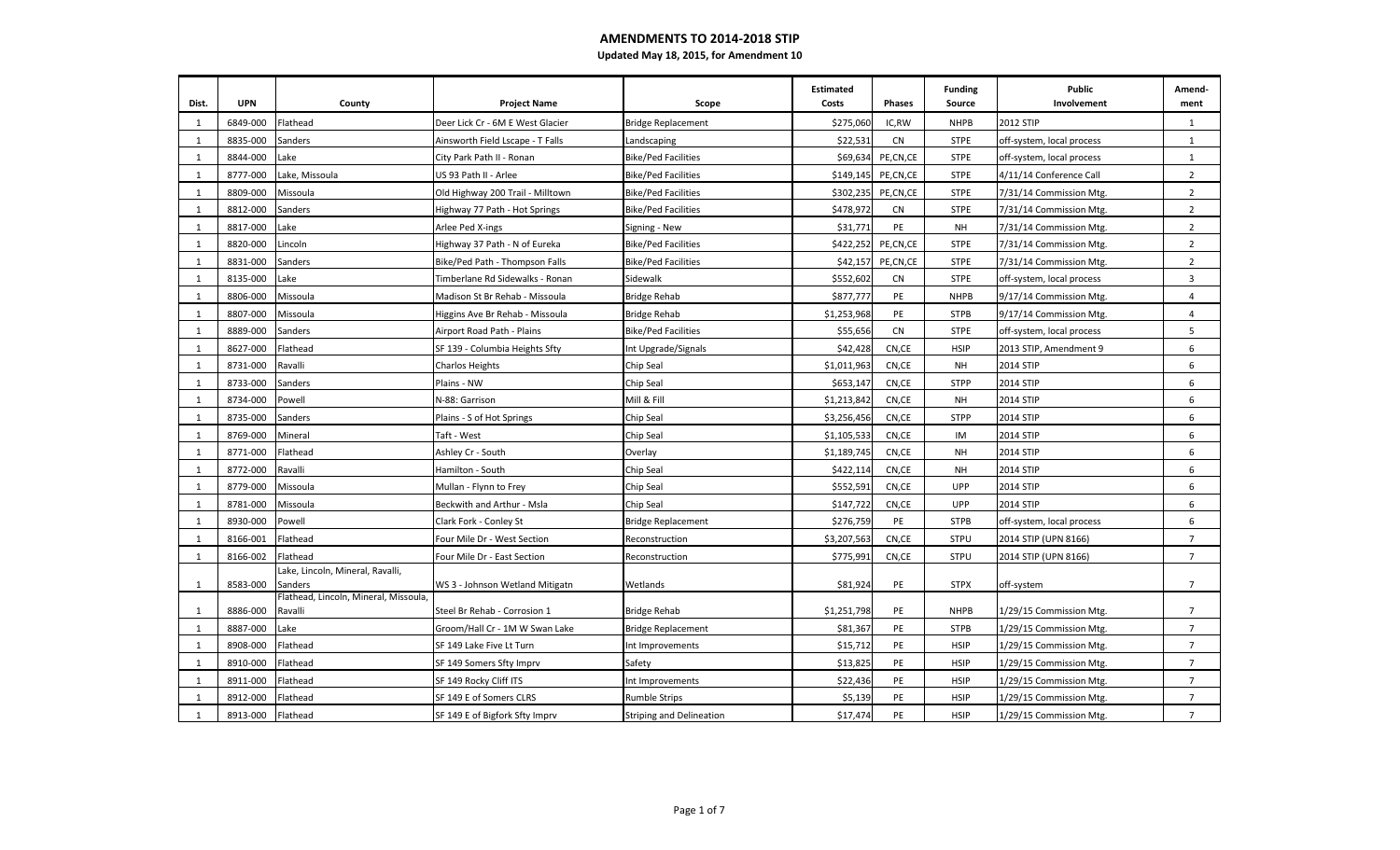# AMENDMENTS TO 2014-2018 STIP

**Updated May 18, 2015, for Amendment 10**

| Dist. | UPN | County | Project Name | Scope | Estimated Costs | Phases | Funding Source | Public Involvement | Amend-ment |
|---|---|---|---|---|---|---|---|---|---|
| 1 | 6849-000 | Flathead | Deer Lick Cr - 6M E West Glacier | Bridge Replacement | $275,060 | IC,RW | NHPB | 2012 STIP | 1 |
| 1 | 8835-000 | Sanders | Ainsworth Field Lscape - T Falls | Landscaping | $22,531 | CN | STPE | off-system, local process | 1 |
| 1 | 8844-000 | Lake | City Park Path II - Ronan | Bike/Ped Facilities | $69,634 | PE,CN,CE | STPE | off-system, local process | 1 |
| 1 | 8777-000 | Lake, Missoula | US 93 Path - Arlee | Bike/Ped Facilities | $149,145 | PE,CN,CE | STPE | 4/11/14 Conference Call | 2 |
| 1 | 8809-000 | Missoula | Old Highway 200 Trail - Milltown | Bike/Ped Facilities | $302,235 | PE,CN,CE | STPE | 7/31/14 Commission Mtg. | 2 |
| 1 | 8812-000 | Sanders | Highway 77 Path - Hot Springs | Bike/Ped Facilities | $478,972 | CN | STPE | 7/31/14 Commission Mtg. | 2 |
| 1 | 8817-000 | Lake | Arlee Ped X-ings | Signing - New | $31,771 | PE | NH | 7/31/14 Commission Mtg. | 2 |
| 1 | 8820-000 | Lincoln | Highway 37 Path - N of Eureka | Bike/Ped Facilities | $422,252 | PE,CN,CE | STPE | 7/31/14 Commission Mtg. | 2 |
| 1 | 8831-000 | Sanders | Bike/Ped Path - Thompson Falls | Bike/Ped Facilities | $42,157 | PE,CN,CE | STPE | 7/31/14 Commission Mtg. | 2 |
| 1 | 8135-000 | Lake | Timberlane Rd Sidewalks - Ronan | Sidewalk | $552,602 | CN | STPE | off-system, local process | 3 |
| 1 | 8806-000 | Missoula | Madison St Br Rehab - Missoula | Bridge Rehab | $877,777 | PE | NHPB | 9/17/14 Commission Mtg. | 4 |
| 1 | 8807-000 | Missoula | Higgins Ave Br Rehab - Missoula | Bridge Rehab | $1,253,968 | PE | STPB | 9/17/14 Commission Mtg. | 4 |
| 1 | 8889-000 | Sanders | Airport Road Path - Plains | Bike/Ped Facilities | $55,656 | CN | STPE | off-system, local process | 5 |
| 1 | 8627-000 | Flathead | SF 139 - Columbia Heights Sfty | Int Upgrade/Signals | $42,428 | CN,CE | HSIP | 2013 STIP, Amendment 9 | 6 |
| 1 | 8731-000 | Ravalli | Charlos Heights | Chip Seal | $1,011,963 | CN,CE | NH | 2014 STIP | 6 |
| 1 | 8733-000 | Sanders | Plains - NW | Chip Seal | $653,147 | CN,CE | STPP | 2014 STIP | 6 |
| 1 | 8734-000 | Powell | N-88: Garrison | Mill & Fill | $1,213,842 | CN,CE | NH | 2014 STIP | 6 |
| 1 | 8735-000 | Sanders | Plains - S of Hot Springs | Chip Seal | $3,256,456 | CN,CE | STPP | 2014 STIP | 6 |
| 1 | 8769-000 | Mineral | Taft - West | Chip Seal | $1,105,533 | CN,CE | IM | 2014 STIP | 6 |
| 1 | 8771-000 | Flathead | Ashley Cr - South | Overlay | $1,189,745 | CN,CE | NH | 2014 STIP | 6 |
| 1 | 8772-000 | Ravalli | Hamilton - South | Chip Seal | $422,114 | CN,CE | NH | 2014 STIP | 6 |
| 1 | 8779-000 | Missoula | Mullan - Flynn to Frey | Chip Seal | $552,591 | CN,CE | UPP | 2014 STIP | 6 |
| 1 | 8781-000 | Missoula | Beckwith and Arthur - Msla | Chip Seal | $147,722 | CN,CE | UPP | 2014 STIP | 6 |
| 1 | 8930-000 | Powell | Clark Fork - Conley St | Bridge Replacement | $276,759 | PE | STPB | off-system, local process | 6 |
| 1 | 8166-001 | Flathead | Four Mile Dr - West Section | Reconstruction | $3,207,563 | CN,CE | STPU | 2014 STIP (UPN 8166) | 7 |
| 1 | 8166-002 | Flathead | Four Mile Dr - East Section | Reconstruction | $775,991 | CN,CE | STPU | 2014 STIP (UPN 8166) | 7 |
| 1 | 8583-000 | Lake, Lincoln, Mineral, Ravalli, Sanders | WS 3 - Johnson Wetland Mitigatn | Wetlands | $81,924 | PE | STPX | off-system | 7 |
| 1 | 8886-000 | Flathead, Lincoln, Mineral, Missoula, Ravalli | Steel Br Rehab - Corrosion 1 | Bridge Rehab | $1,251,798 | PE | NHPB | 1/29/15 Commission Mtg. | 7 |
| 1 | 8887-000 | Lake | Groom/Hall Cr - 1M W Swan Lake | Bridge Replacement | $81,367 | PE | STPB | 1/29/15 Commission Mtg. | 7 |
| 1 | 8908-000 | Flathead | SF 149 Lake Five Lt Turn | Int Improvements | $15,712 | PE | HSIP | 1/29/15 Commission Mtg. | 7 |
| 1 | 8910-000 | Flathead | SF 149 Somers Sfty Imprv | Safety | $13,825 | PE | HSIP | 1/29/15 Commission Mtg. | 7 |
| 1 | 8911-000 | Flathead | SF 149 Rocky Cliff ITS | Int Improvements | $22,436 | PE | HSIP | 1/29/15 Commission Mtg. | 7 |
| 1 | 8912-000 | Flathead | SF 149 E of Somers CLRS | Rumble Strips | $5,139 | PE | HSIP | 1/29/15 Commission Mtg. | 7 |
| 1 | 8913-000 | Flathead | SF 149 E of Bigfork Sfty Imprv | Striping and Delineation | $17,474 | PE | HSIP | 1/29/15 Commission Mtg. | 7 |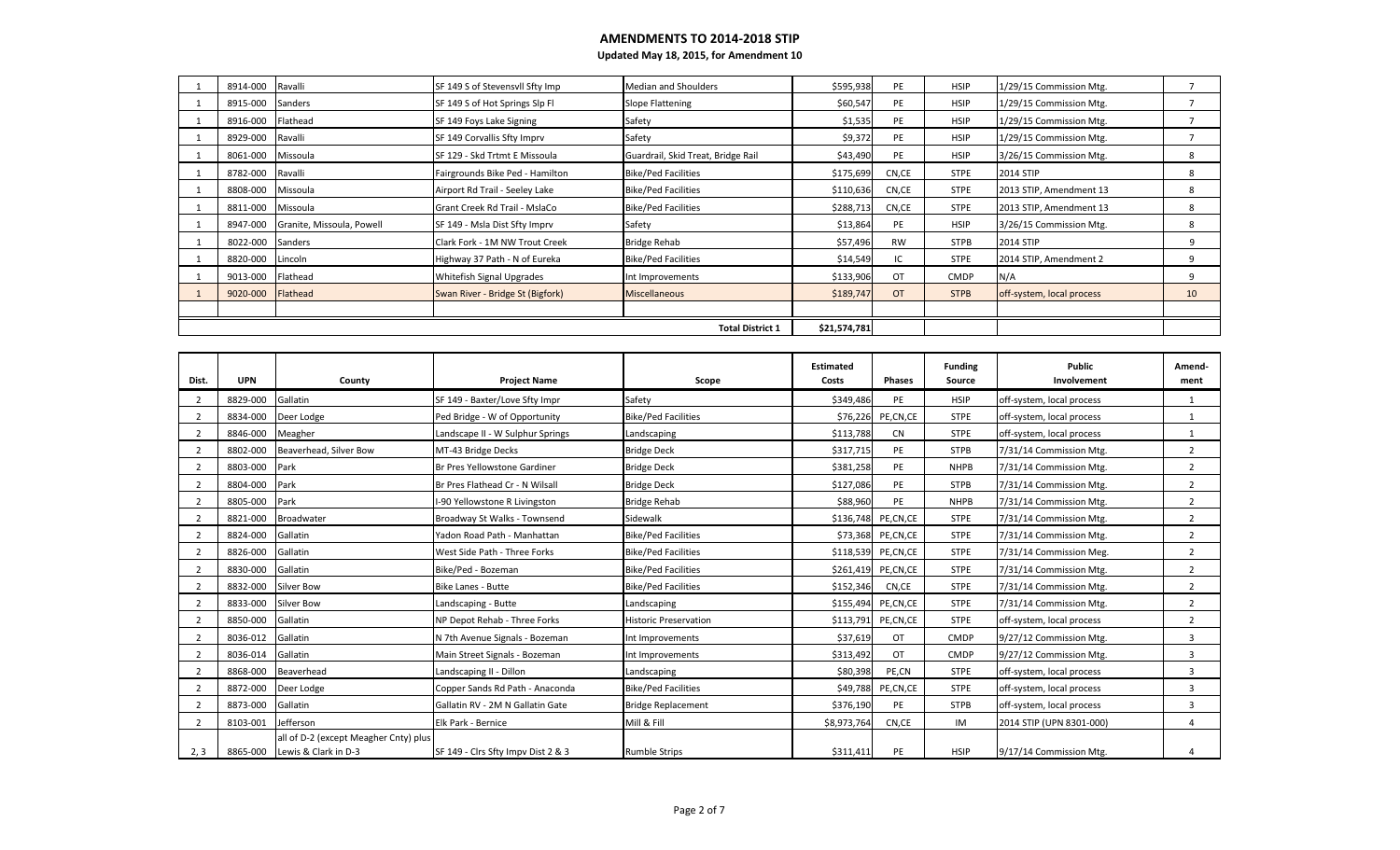# AMENDMENTS TO 2014-2018 STIP

**Updated May 18, 2015, for Amendment 10**

| Dist. | UPN | County | Project Name | Scope | Estimated Costs | Phases | Funding Source | Public Involvement | Amend-ment |
|---|---|---|---|---|---|---|---|---|---|
| 1 | 8914-000 | Ravalli | SF 149 S of Stevensvll Sfty Imp | Median and Shoulders | $595,938 | PE | HSIP | 1/29/15 Commission Mtg. | 7 |
| 1 | 8915-000 | Sanders | SF 149 S of Hot Springs Slp Fl | Slope Flattening | $60,547 | PE | HSIP | 1/29/15 Commission Mtg. | 7 |
| 1 | 8916-000 | Flathead | SF 149 Foys Lake Signing | Safety | $1,535 | PE | HSIP | 1/29/15 Commission Mtg. | 7 |
| 1 | 8929-000 | Ravalli | SF 149 Corvallis Sfty Imprv | Safety | $9,372 | PE | HSIP | 1/29/15 Commission Mtg. | 7 |
| 1 | 8061-000 | Missoula | SF 129 - Skd Trtmt E Missoula | Guardrail, Skid Treat, Bridge Rail | $43,490 | PE | HSIP | 3/26/15 Commission Mtg. | 8 |
| 1 | 8782-000 | Ravalli | Fairgrounds Bike Ped - Hamilton | Bike/Ped Facilities | $175,699 | CN,CE | STPE | 2014 STIP | 8 |
| 1 | 8808-000 | Missoula | Airport Rd Trail - Seeley Lake | Bike/Ped Facilities | $110,636 | CN,CE | STPE | 2013 STIP, Amendment 13 | 8 |
| 1 | 8811-000 | Missoula | Grant Creek Rd Trail - MslaCo | Bike/Ped Facilities | $288,713 | CN,CE | STPE | 2013 STIP, Amendment 13 | 8 |
| 1 | 8947-000 | Granite, Missoula, Powell | SF 149 - Msla Dist Sfty Imprv | Safety | $13,864 | PE | HSIP | 3/26/15 Commission Mtg. | 8 |
| 1 | 8022-000 | Sanders | Clark Fork - 1M NW Trout Creek | Bridge Rehab | $57,496 | RW | STPB | 2014 STIP | 9 |
| 1 | 8820-000 | Lincoln | Highway 37 Path - N of Eureka | Bike/Ped Facilities | $14,549 | IC | STPE | 2014 STIP, Amendment 2 | 9 |
| 1 | 9013-000 | Flathead | Whitefish Signal Upgrades | Int Improvements | $133,906 | OT | CMDP | N/A | 9 |
| 1 | 9020-000 | Flathead | Swan River - Bridge St (Bigfork) | Miscellaneous | $189,747 | OT | STPB | off-system, local process | 10 |
| | | | | | | | | | |
| | | | | Total District 1 | $21,574,781 | | | | |

| Dist. | UPN | County | Project Name | Scope | Estimated Costs | Phases | Funding Source | Public Involvement | Amend-ment |
|---|---|---|---|---|---|---|---|---|---|
| 2 | 8829-000 | Gallatin | SF 149 - Baxter/Love Sfty Impr | Safety | $349,486 | PE | HSIP | off-system, local process | 1 |
| 2 | 8834-000 | Deer Lodge | Ped Bridge - W of Opportunity | Bike/Ped Facilities | $76,226 | PE,CN,CE | STPE | off-system, local process | 1 |
| 2 | 8846-000 | Meagher | Landscape II - W Sulphur Springs | Landscaping | $113,788 | CN | STPE | off-system, local process | 1 |
| 2 | 8802-000 | Beaverhead, Silver Bow | MT-43 Bridge Decks | Bridge Deck | $317,715 | PE | STPB | 7/31/14 Commission Mtg. | 2 |
| 2 | 8803-000 | Park | Br Pres Yellowstone Gardiner | Bridge Deck | $381,258 | PE | NHPB | 7/31/14 Commission Mtg. | 2 |
| 2 | 8804-000 | Park | Br Pres Flathead Cr - N Wilsall | Bridge Deck | $127,086 | PE | STPB | 7/31/14 Commission Mtg. | 2 |
| 2 | 8805-000 | Park | I-90 Yellowstone R Livingston | Bridge Rehab | $88,960 | PE | NHPB | 7/31/14 Commission Mtg. | 2 |
| 2 | 8821-000 | Broadwater | Broadway St Walks - Townsend | Sidewalk | $136,748 | PE,CN,CE | STPE | 7/31/14 Commission Mtg. | 2 |
| 2 | 8824-000 | Gallatin | Yadon Road Path - Manhattan | Bike/Ped Facilities | $73,368 | PE,CN,CE | STPE | 7/31/14 Commission Mtg. | 2 |
| 2 | 8826-000 | Gallatin | West Side Path - Three Forks | Bike/Ped Facilities | $118,539 | PE,CN,CE | STPE | 7/31/14 Commission Meg. | 2 |
| 2 | 8830-000 | Gallatin | Bike/Ped - Bozeman | Bike/Ped Facilities | $261,419 | PE,CN,CE | STPE | 7/31/14 Commission Mtg. | 2 |
| 2 | 8832-000 | Silver Bow | Bike Lanes - Butte | Bike/Ped Facilities | $152,346 | CN,CE | STPE | 7/31/14 Commission Mtg. | 2 |
| 2 | 8833-000 | Silver Bow | Landscaping - Butte | Landscaping | $155,494 | PE,CN,CE | STPE | 7/31/14 Commission Mtg. | 2 |
| 2 | 8850-000 | Gallatin | NP Depot Rehab - Three Forks | Historic Preservation | $113,791 | PE,CN,CE | STPE | off-system, local process | 2 |
| 2 | 8036-012 | Gallatin | N 7th Avenue Signals - Bozeman | Int Improvements | $37,619 | OT | CMDP | 9/27/12 Commission Mtg. | 3 |
| 2 | 8036-014 | Gallatin | Main Street Signals - Bozeman | Int Improvements | $313,492 | OT | CMDP | 9/27/12 Commission Mtg. | 3 |
| 2 | 8868-000 | Beaverhead | Landscaping II - Dillon | Landscaping | $80,398 | PE,CN | STPE | off-system, local process | 3 |
| 2 | 8872-000 | Deer Lodge | Copper Sands Rd Path - Anaconda | Bike/Ped Facilities | $49,788 | PE,CN,CE | STPE | off-system, local process | 3 |
| 2 | 8873-000 | Gallatin | Gallatin RV - 2M N Gallatin Gate | Bridge Replacement | $376,190 | PE | STPB | off-system, local process | 3 |
| 2 | 8103-001 | Jefferson | Elk Park - Bernice | Mill & Fill | $8,973,764 | CN,CE | IM | 2014 STIP (UPN 8301-000) | 4 |
| 2, 3 | 8865-000 | all of D-2 (except Meagher Cnty) plus Lewis & Clark in D-3 | SF 149 - Clrs Sfty Impv Dist 2 & 3 | Rumble Strips | $311,411 | PE | HSIP | 9/17/14 Commission Mtg. | 4 |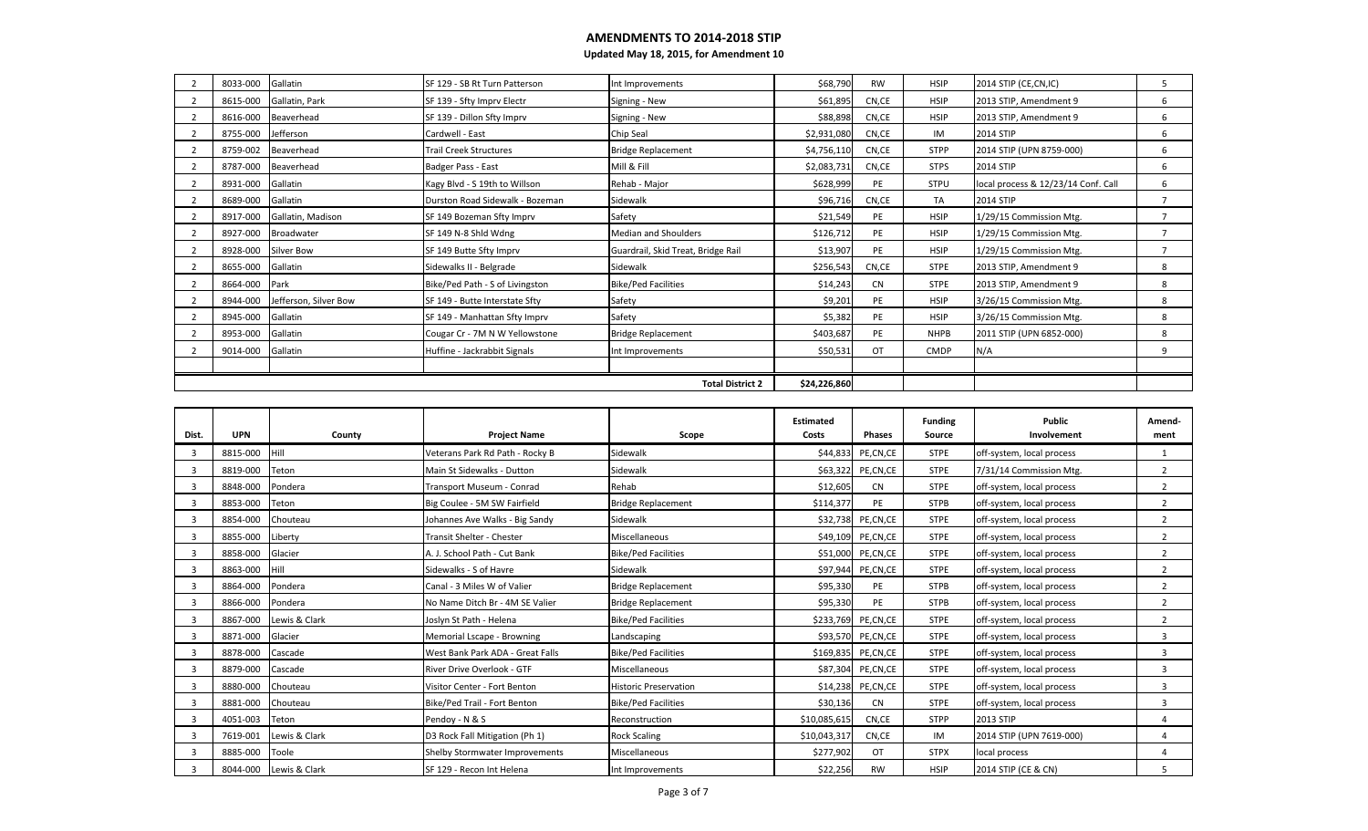# AMENDMENTS TO 2014-2018 STIP

**Updated May 18, 2015, for Amendment 10**

| Dist. | UPN | County | Project Name | Scope | Estimated Costs | Phases | Funding Source | Public Involvement | Amend-ment |
|---|---|---|---|---|---|---|---|---|---|
| 2 | 8033-000 | Gallatin | SF 129 - SB Rt Turn Patterson | Int Improvements | $68,790 | RW | HSIP | 2014 STIP (CE,CN,IC) | 5 |
| 2 | 8615-000 | Gallatin, Park | SF 139 - Sfty Imprv Electr | Signing - New | $61,895 | CN,CE | HSIP | 2013 STIP, Amendment 9 | 6 |
| 2 | 8616-000 | Beaverhead | SF 139 - Dillon Sfty Imprv | Signing - New | $88,898 | CN,CE | HSIP | 2013 STIP, Amendment 9 | 6 |
| 2 | 8755-000 | Jefferson | Cardwell - East | Chip Seal | $2,931,080 | CN,CE | IM | 2014 STIP | 6 |
| 2 | 8759-002 | Beaverhead | Trail Creek Structures | Bridge Replacement | $4,756,110 | CN,CE | STPP | 2014 STIP (UPN 8759-000) | 6 |
| 2 | 8787-000 | Beaverhead | Badger Pass - East | Mill & Fill | $2,083,731 | CN,CE | STPS | 2014 STIP | 6 |
| 2 | 8931-000 | Gallatin | Kagy Blvd - S 19th to Willson | Rehab - Major | $628,999 | PE | STPU | local process & 12/23/14 Conf. Call | 6 |
| 2 | 8689-000 | Gallatin | Durston Road Sidewalk - Bozeman | Sidewalk | $96,716 | CN,CE | TA | 2014 STIP | 7 |
| 2 | 8917-000 | Gallatin, Madison | SF 149 Bozeman Sfty Imprv | Safety | $21,549 | PE | HSIP | 1/29/15 Commission Mtg. | 7 |
| 2 | 8927-000 | Broadwater | SF 149 N-8 Shld Wdng | Median and Shoulders | $126,712 | PE | HSIP | 1/29/15 Commission Mtg. | 7 |
| 2 | 8928-000 | Silver Bow | SF 149 Butte Sfty Imprv | Guardrail, Skid Treat, Bridge Rail | $13,907 | PE | HSIP | 1/29/15 Commission Mtg. | 7 |
| 2 | 8655-000 | Gallatin | Sidewalks II - Belgrade | Sidewalk | $256,543 | CN,CE | STPE | 2013 STIP, Amendment 9 | 8 |
| 2 | 8664-000 | Park | Bike/Ped Path - S of Livingston | Bike/Ped Facilities | $14,243 | CN | STPE | 2013 STIP, Amendment 9 | 8 |
| 2 | 8944-000 | Jefferson, Silver Bow | SF 149 - Butte Interstate Sfty | Safety | $9,201 | PE | HSIP | 3/26/15 Commission Mtg. | 8 |
| 2 | 8945-000 | Gallatin | SF 149 - Manhattan Sfty Imprv | Safety | $5,382 | PE | HSIP | 3/26/15 Commission Mtg. | 8 |
| 2 | 8953-000 | Gallatin | Cougar Cr - 7M N W Yellowstone | Bridge Replacement | $403,687 | PE | NHPB | 2011 STIP (UPN 6852-000) | 8 |
| 2 | 9014-000 | Gallatin | Huffine - Jackrabbit Signals | Int Improvements | $50,531 | OT | CMDP | N/A | 9 |
| | | | | | | | | | |
| | | | | **Total District 2** | **$24,226,860** | | | | |

| Dist. | UPN | County | Project Name | Scope | Estimated Costs | Phases | Funding Source | Public Involvement | Amend-ment |
|---|---|---|---|---|---|---|---|---|---|
| 3 | 8815-000 | Hill | Veterans Park Rd Path - Rocky B | Sidewalk | $44,833 | PE,CN,CE | STPE | off-system, local process | 1 |
| 3 | 8819-000 | Teton | Main St Sidewalks - Dutton | Sidewalk | $63,322 | PE,CN,CE | STPE | 7/31/14 Commission Mtg. | 2 |
| 3 | 8848-000 | Pondera | Transport Museum - Conrad | Rehab | $12,605 | CN | STPE | off-system, local process | 2 |
| 3 | 8853-000 | Teton | Big Coulee - 5M SW Fairfield | Bridge Replacement | $114,377 | PE | STPB | off-system, local process | 2 |
| 3 | 8854-000 | Chouteau | Johannes Ave Walks - Big Sandy | Sidewalk | $32,738 | PE,CN,CE | STPE | off-system, local process | 2 |
| 3 | 8855-000 | Liberty | Transit Shelter - Chester | Miscellaneous | $49,109 | PE,CN,CE | STPE | off-system, local process | 2 |
| 3 | 8858-000 | Glacier | A. J. School Path - Cut Bank | Bike/Ped Facilities | $51,000 | PE,CN,CE | STPE | off-system, local process | 2 |
| 3 | 8863-000 | Hill | Sidewalks - S of Havre | Sidewalk | $97,944 | PE,CN,CE | STPE | off-system, local process | 2 |
| 3 | 8864-000 | Pondera | Canal - 3 Miles W of Valier | Bridge Replacement | $95,330 | PE | STPB | off-system, local process | 2 |
| 3 | 8866-000 | Pondera | No Name Ditch Br - 4M SE Valier | Bridge Replacement | $95,330 | PE | STPB | off-system, local process | 2 |
| 3 | 8867-000 | Lewis & Clark | Joslyn St Path - Helena | Bike/Ped Facilities | $233,769 | PE,CN,CE | STPE | off-system, local process | 2 |
| 3 | 8871-000 | Glacier | Memorial Lscape - Browning | Landscaping | $93,570 | PE,CN,CE | STPE | off-system, local process | 3 |
| 3 | 8878-000 | Cascade | West Bank Park ADA - Great Falls | Bike/Ped Facilities | $169,835 | PE,CN,CE | STPE | off-system, local process | 3 |
| 3 | 8879-000 | Cascade | River Drive Overlook - GTF | Miscellaneous | $87,304 | PE,CN,CE | STPE | off-system, local process | 3 |
| 3 | 8880-000 | Chouteau | Visitor Center - Fort Benton | Historic Preservation | $14,238 | PE,CN,CE | STPE | off-system, local process | 3 |
| 3 | 8881-000 | Chouteau | Bike/Ped Trail - Fort Benton | Bike/Ped Facilities | $30,136 | CN | STPE | off-system, local process | 3 |
| 3 | 4051-003 | Teton | Pendoy - N & S | Reconstruction | $10,085,615 | CN,CE | STPP | 2013 STIP | 4 |
| 3 | 7619-001 | Lewis & Clark | D3 Rock Fall Mitigation (Ph 1) | Rock Scaling | $10,043,317 | CN,CE | IM | 2014 STIP (UPN 7619-000) | 4 |
| 3 | 8885-000 | Toole | Shelby Stormwater Improvements | Miscellaneous | $277,902 | OT | STPX | local process | 4 |
| 3 | 8044-000 | Lewis & Clark | SF 129 - Recon Int Helena | Int Improvements | $22,256 | RW | HSIP | 2014 STIP (CE & CN) | 5 |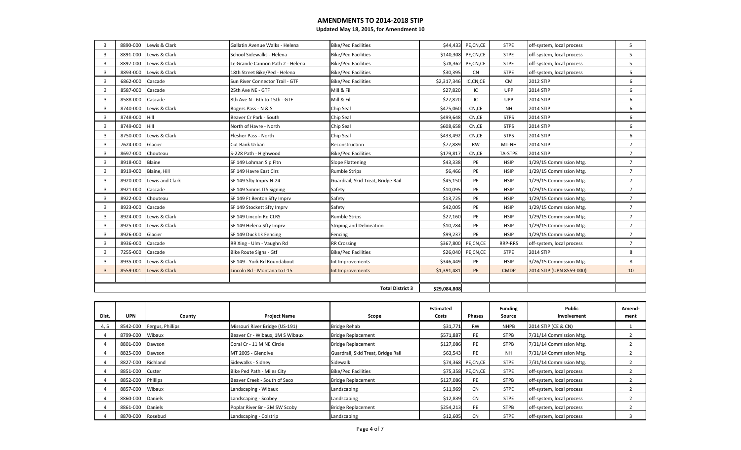# AMENDMENTS TO 2014-2018 STIP

**Updated May 18, 2015, for Amendment 10**

| Dist. | UPN | County | Project Name | Scope | Estimated Costs | Phases | Funding Source | Public Involvement | Amend-ment |
|---|---|---|---|---|---|---|---|---|---|
| 3 | 8890-000 | Lewis & Clark | Gallatin Avenue Walks - Helena | Bike/Ped Facilities | $44,433 | PE,CN,CE | STPE | off-system, local process | 5 |
| 3 | 8891-000 | Lewis & Clark | School Sidewalks - Helena | Bike/Ped Facilities | $140,308 | PE,CN,CE | STPE | off-system, local process | 5 |
| 3 | 8892-000 | Lewis & Clark | Le Grande Cannon Path 2 - Helena | Bike/Ped Facilities | $78,362 | PE,CN,CE | STPE | off-system, local process | 5 |
| 3 | 8893-000 | Lewis & Clark | 18th Street Bike/Ped - Helena | Bike/Ped Facilities | $30,395 | CN | STPE | off-system, local process | 5 |
| 3 | 6862-000 | Cascade | Sun River Connector Trail - GTF | Bike/Ped Facilities | $2,317,346 | IC,CN,CE | CM | 2012 STIP | 6 |
| 3 | 8587-000 | Cascade | 25th Ave NE - GTF | Mill & Fill | $27,820 | IC | UPP | 2014 STIP | 6 |
| 3 | 8588-000 | Cascade | 8th Ave N - 6th to 15th - GTF | Mill & Fill | $27,820 | IC | UPP | 2014 STIP | 6 |
| 3 | 8740-000 | Lewis & Clark | Rogers Pass - N & S | Chip Seal | $475,060 | CN,CE | NH | 2014 STIP | 6 |
| 3 | 8748-000 | Hill | Beaver Cr Park - South | Chip Seal | $499,648 | CN,CE | STPS | 2014 STIP | 6 |
| 3 | 8749-000 | Hill | North of Havre - North | Chip Seal | $608,658 | CN,CE | STPS | 2014 STIP | 6 |
| 3 | 8750-000 | Lewis & Clark | Flesher Pass - North | Chip Seal | $433,492 | CN,CE | STPS | 2014 STIP | 6 |
| 3 | 7624-000 | Glacier | Cut Bank Urban | Reconstruction | $77,889 | RW | MT-NH | 2014 STIP | 7 |
| 3 | 8697-000 | Chouteau | S-228 Path - Highwood | Bike/Ped Facilities | $179,817 | CN,CE | TA-STPE | 2014 STIP | 7 |
| 3 | 8918-000 | Blaine | SF 149 Lohman Slp Fltn | Slope Flattening | $43,338 | PE | HSIP | 1/29/15 Commission Mtg. | 7 |
| 3 | 8919-000 | Blaine, Hill | SF 149 Havre East Clrs | Rumble Strips | $6,466 | PE | HSIP | 1/29/15 Commission Mtg. | 7 |
| 3 | 8920-000 | Lewis and Clark | SF 149 Sfty Imprv N-24 | Guardrail, Skid Treat, Bridge Rail | $45,150 | PE | HSIP | 1/29/15 Commission Mtg. | 7 |
| 3 | 8921-000 | Cascade | SF 149 Simms ITS Signing | Safety | $10,095 | PE | HSIP | 1/29/15 Commission Mtg. | 7 |
| 3 | 8922-000 | Chouteau | SF 149 Ft Benton Sfty Imprv | Safety | $13,725 | PE | HSIP | 1/29/15 Commission Mtg. | 7 |
| 3 | 8923-000 | Cascade | SF 149 Stockett Sfty Imprv | Safety | $42,005 | PE | HSIP | 1/29/15 Commission Mtg. | 7 |
| 3 | 8924-000 | Lewis & Clark | SF 149 Lincoln Rd CLRS | Rumble Strips | $27,160 | PE | HSIP | 1/29/15 Commission Mtg. | 7 |
| 3 | 8925-000 | Lewis & Clark | SF 149 Helena Sfty Imprv | Striping and Delineation | $10,284 | PE | HSIP | 1/29/15 Commission Mtg. | 7 |
| 3 | 8926-000 | Glacier | SF 149 Duck Lk Fencing | Fencing | $99,237 | PE | HSIP | 1/29/15 Commission Mtg. | 7 |
| 3 | 8936-000 | Cascade | RR Xing - Ulm - Vaughn Rd | RR Crossing | $367,800 | PE,CN,CE | RRP-RRS | off-system, local process | 7 |
| 3 | 7255-000 | Cascade | Bike Route Signs - Gtf | Bike/Ped Facilities | $26,040 | PE,CN,CE | STPE | 2014 STIP | 8 |
| 3 | 8935-000 | Lewis & Clark | SF 149 - York Rd Roundabout | Int Improvements | $346,449 | PE | HSIP | 3/26/15 Commission Mtg. | 8 |
| 3 | 8559-001 | Lewis & Clark | Lincoln Rd - Montana to I-15 | Int Improvements | $1,391,481 | PE | CMDP | 2014 STIP (UPN 8559-000) | 10 |
| | | | | | | | | | |
| | | | | **Total District 3** | **$29,084,808** | | | | |

| Dist. | UPN | County | Project Name | Scope | Estimated Costs | Phases | Funding Source | Public Involvement | Amend-ment |
|---|---|---|---|---|---|---|---|---|---|
| 4, 5 | 8542-000 | Fergus, Phillips | Missouri River Bridge (US-191) | Bridge Rehab | $31,771 | RW | NHPB | 2014 STIP (CE & CN) | 1 |
| 4 | 8799-000 | Wibaux | Beaver Cr - Wibaux, 1M S Wibaux | Bridge Replacement | $571,887 | PE | STPB | 7/31/14 Commission Mtg. | 2 |
| 4 | 8801-000 | Dawson | Coral Cr - 11 M NE Circle | Bridge Replacement | $127,086 | PE | STPB | 7/31/14 Commission Mtg. | 2 |
| 4 | 8825-000 | Dawson | MT 200S - Glendive | Guardrail, Skid Treat, Bridge Rail | $63,543 | PE | NH | 7/31/14 Commission Mtg. | 2 |
| 4 | 8827-000 | Richland | Sidewalks - Sidney | Sidewalk | $74,368 | PE,CN,CE | STPE | 7/31/14 Commission Mtg. | 2 |
| 4 | 8851-000 | Custer | Bike Ped Path - Miles City | Bike/Ped Facilities | $75,358 | PE,CN,CE | STPE | off-system, local process | 2 |
| 4 | 8852-000 | Phillips | Beaver Creek - South of Saco | Bridge Replacement | $127,086 | PE | STPB | off-system, local process | 2 |
| 4 | 8857-000 | Wibaux | Landscaping - Wibaux | Landscaping | $11,969 | CN | STPE | off-system, local process | 2 |
| 4 | 8860-000 | Daniels | Landscaping - Scobey | Landscaping | $12,839 | CN | STPE | off-system, local process | 2 |
| 4 | 8861-000 | Daniels | Poplar River Br - 2M SW Scoby | Bridge Replacement | $254,213 | PE | STPB | off-system, local process | 2 |
| 4 | 8870-000 | Rosebud | Landscaping - Colstrip | Landscaping | $12,605 | CN | STPE | off-system, local process | 3 |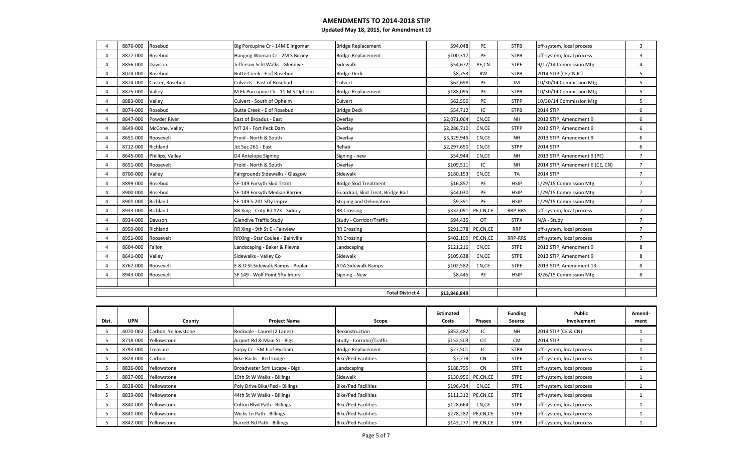# AMENDMENTS TO 2014-2018 STIP

**Updated May 18, 2015, for Amendment 10**

| Dist. | UPN | County | Project Name | Scope | Estimated Costs | Phases | Funding Source | Public Involvement | Amend-ment |
|---|---|---|---|---|---|---|---|---|---|
| 4 | 8876-000 | Rosebud | Big Porcupine Cr - 14M E Ingomar | Bridge Replacement | $94,048 | PE | STPB | off-system, local process | 3 |
| 4 | 8877-000 | Rosebud | Hanging Woman Cr - 2M S Birney | Bridge Replacement | $100,317 | PE | STPB | off-system, local process | 3 |
| 4 | 8856-000 | Dawson | Jefferson Schl Walks - Glendive | Sidewalk | $54,672 | PE,CN | STPE | 9/17/14 Commission Mtg | 4 |
| 4 | 8074-000 | Rosebud | Butte Creek - E of Rosebud | Bridge Deck | $8,753 | RW | STPB | 2014 STIP (CE,CN,IC) | 5 |
| 4 | 8874-000 | Custer, Rosebud | Culverts - East of Rosebud | Culvert | $62,698 | PE | IM | 10/30/14 Commission Mtg | 5 |
| 4 | 8875-000 | Valley | M Fk Porcupine Ck - 11 M S Opheim | Bridge Replacement | $188,095 | PE | STPB | 10/30/14 Commission Mtg | 5 |
| 4 | 8883-000 | Valley | Culvert - South of Opheim | Culvert | $62,590 | PE | STPP | 10/30/14 Commission Mtg | 5 |
| 4 | 8074-000 | Rosebud | Butte Creek - E of Rosebud | Bridge Deck | $54,712 | IC | STPB | 2014 STIP | 6 |
| 4 | 8647-000 | Powder River | East of Broadus - East | Overlay | $2,071,064 | CN,CE | NH | 2013 STIP, Amendment 9 | 6 |
| 4 | 8649-000 | McCone, Valley | MT 24 - Fort Peck Dam | Overlay | $2,286,710 | CN,CE | STPP | 2013 STIP, Amendment 9 | 6 |
| 4 | 8651-000 | Roosevelt | Froid - North & South | Overlay | $3,329,945 | CN,CE | NH | 2013 STIP, Amendment 9 | 6 |
| 4 | 8712-000 | Richland | Jct Sec 261 - East | Rehab | $2,297,650 | CN,CE | STPP | 2014 STIP | 6 |
| 4 | 8645-000 | Phillips, Valley | D4 Antelope Signing | Signing - new | $54,944 | CN,CE | NH | 2013 STIP, Amendment 9 (PE) | 7 |
| 4 | 8651-000 | Roosevelt | Froid - North & South | Overlay | $109,511 | IC | NH | 2014 STIP, Amendment 6 (CE, CN) | 7 |
| 4 | 8700-000 | Valley | Fairgrounds Sidewalks - Glasgow | Sidewalk | $180,153 | CN,CE | TA | 2014 STIP | 7 |
| 4 | 8899-000 | Rosebud | SF-149 Forsyth Skid Trtmt | Bridge Skid Treatment | $16,857 | PE | HSIP | 1/29/15 Commission Mtg. | 7 |
| 4 | 8900-000 | Rosebud | SF-149 Forsyth Median Barrier | Guardrail, Skid Treat, Bridge Rail | $44,030 | PE | HSIP | 1/29/15 Commission Mtg. | 7 |
| 4 | 8901-000 | Richland | SF-149 S-201 Sfty Imprv | Striping and Delineation | $9,391 | PE | HSIP | 1/29/15 Commission Mtg. | 7 |
| 4 | 8933-000 | Richland | RR Xing - Cnty Rd 123 - Sidney | RR Crossing | $332,091 | PE,CN,CE | RRP-RRS | off-system, local process | 7 |
| 4 | 8934-000 | Dawson | Glendive Traffic Study | Study - Corridor/Traffic | $94,435 | OT | STPX | N/A - Study | 7 |
| 4 | 8950-000 | Richland | RR Xing - 9th St E - Fairview | RR Crossing | $291,378 | PE,CN,CE | RRP | off-system, local process | 7 |
| 4 | 8951-000 | Roosevelt | RRXing - Star Coulee - Bainville | RR Crossing | $402,199 | PE,CN,CE | RRP-RRS | off-system, local process | 7 |
| 4 | 8604-000 | Fallon | Landscaping - Baker & Plevna | Landscaping | $121,216 | CN,CE | STPE | 2013 STIP, Amendment 9 | 8 |
| 4 | 8641-000 | Valley | Sidewalks - Valley Co | Sidewalk | $105,638 | CN,CE | STPE | 2013 STIP, Amendment 9 | 8 |
| 4 | 8767-000 | Roosevelt | E & D St Sidewalk Ramps - Poplar | ADA Sidewalk Ramps | $102,582 | CN,CE | STPE | 2013 STIP, Amendment 13 | 8 |
| 4 | 8943-000 | Roosevelt | SF 149 - Wolf Point Sfty Imprv | Signing - New | $8,445 | PE | HSIP | 3/26/15 Commission Mtg. | 8 |
| | | | | **Total District 4** | **$13,846,849** | | | | |

| Dist. | UPN | County | Project Name | Scope | Estimated Costs | Phases | Funding Source | Public Involvement | Amend-ment |
|---|---|---|---|---|---|---|---|---|---|
| 5 | 4070-002 | Carbon, Yellowstone | Rockvale - Laurel (2 Lanes) | Reconstruction | $852,482 | IC | NH | 2014 STIP (CE & CN) | 1 |
| 5 | 8718-000 | Yellowstone | Airport Rd & Main St - Blgs | Study - Corridor/Traffic | $152,503 | OT | CM | 2014 STIP | 1 |
| 5 | 8793-000 | Treasure | Sarpy Cr - 5M E of Hysham | Bridge Replacement | $27,501 | IC | STPB | off-system, local process | 1 |
| 5 | 8828-000 | Carbon | Bike Racks - Red Lodge | Bike/Ped Facilities | $7,279 | CN | STPE | off-system, local process | 1 |
| 5 | 8836-000 | Yellowstone | Broadwater Schl Lscape - Blgs | Landscaping | $188,795 | CN | STPE | off-system, local process | 1 |
| 5 | 8837-000 | Yellowstone | 19th St W Walks - Billings | Sidewalk | $130,956 | PE,CN,CE | STPE | off-system, local process | 1 |
| 5 | 8838-000 | Yellowstone | Poly Drive Bike/Ped - Billings | Bike/Ped Facilities | $196,434 | CN,CE | STPE | off-system, local process | 1 |
| 5 | 8839-000 | Yellowstone | 44th St W Walks - Billings | Bike/Ped Facilities | $111,312 | PE,CN,CE | STPE | off-system, local process | 1 |
| 5 | 8840-000 | Yellowstone | Colton Blvd Path - Billings | Bike/Ped Facilities | $128,664 | CN,CE | STPE | off-system, local process | 1 |
| 5 | 8841-000 | Yellowstone | Wicks Ln Path - Billings | Bike/Ped Facilities | $278,282 | PE,CN,CE | STPE | off-system, local process | 1 |
| 5 | 8842-000 | Yellowstone | Barrett Rd Path - Billings | Bike/Ped Facilities | $143,277 | PE,CN,CE | STPE | off-system, local process | 1 |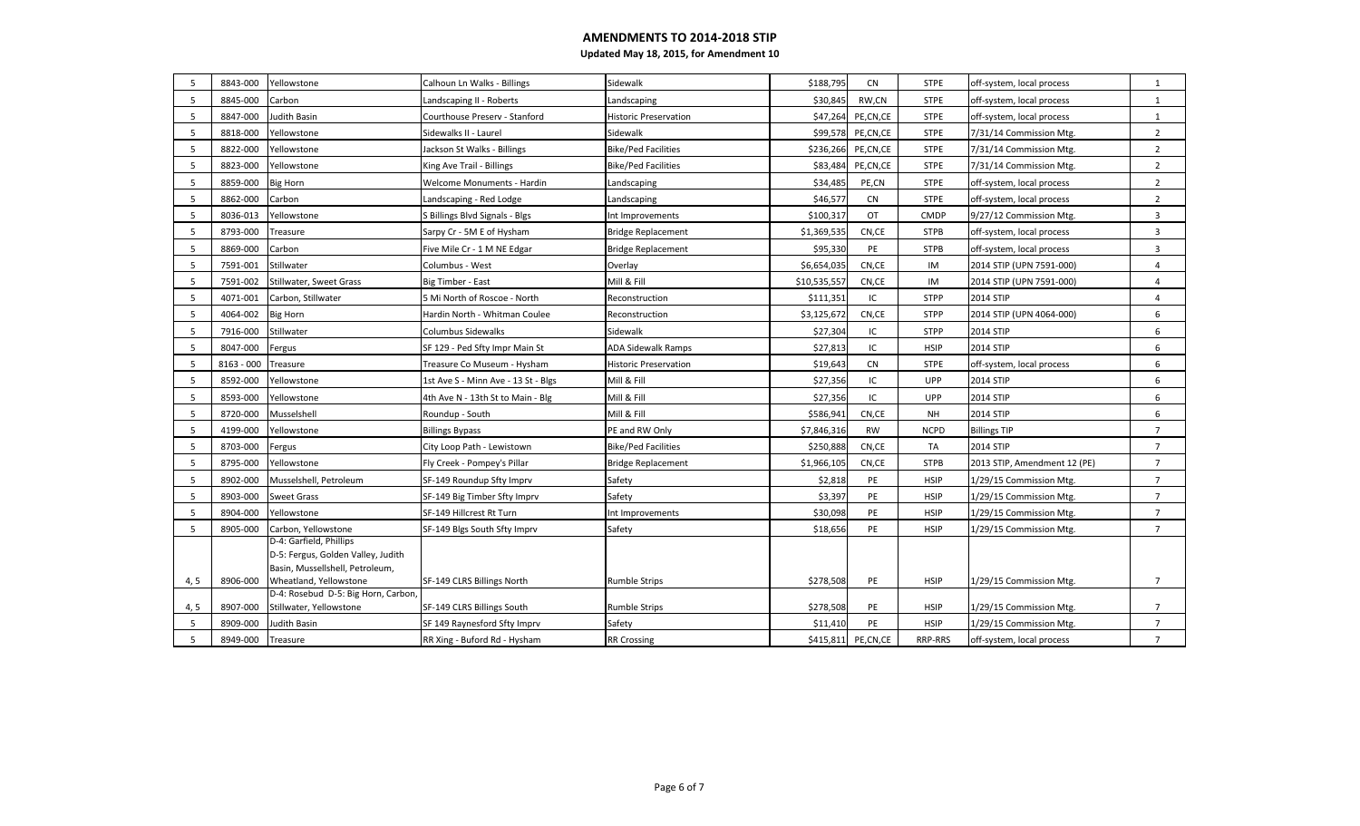# AMENDMENTS TO 2014-2018 STIP

**Updated May 18, 2015, for Amendment 10**

| | | | | | | | | | |
|---|---|---|---|---|---|---|---|---|---|
| 5 | 8843-000 | Yellowstone | Calhoun Ln Walks - Billings | Sidewalk | $188,795 | CN | STPE | off-system, local process | 1 |
| 5 | 8845-000 | Carbon | Landscaping II - Roberts | Landscaping | $30,845 | RW,CN | STPE | off-system, local process | 1 |
| 5 | 8847-000 | Judith Basin | Courthouse Preserv - Stanford | Historic Preservation | $47,264 | PE,CN,CE | STPE | off-system, local process | 1 |
| 5 | 8818-000 | Yellowstone | Sidewalks II - Laurel | Sidewalk | $99,578 | PE,CN,CE | STPE | 7/31/14 Commission Mtg. | 2 |
| 5 | 8822-000 | Yellowstone | Jackson St Walks - Billings | Bike/Ped Facilities | $236,266 | PE,CN,CE | STPE | 7/31/14 Commission Mtg. | 2 |
| 5 | 8823-000 | Yellowstone | King Ave Trail - Billings | Bike/Ped Facilities | $83,484 | PE,CN,CE | STPE | 7/31/14 Commission Mtg. | 2 |
| 5 | 8859-000 | Big Horn | Welcome Monuments - Hardin | Landscaping | $34,485 | PE,CN | STPE | off-system, local process | 2 |
| 5 | 8862-000 | Carbon | Landscaping - Red Lodge | Landscaping | $46,577 | CN | STPE | off-system, local process | 2 |
| 5 | 8036-013 | Yellowstone | S Billings Blvd Signals - Blgs | Int Improvements | $100,317 | OT | CMDP | 9/27/12 Commission Mtg. | 3 |
| 5 | 8793-000 | Treasure | Sarpy Cr - 5M E of Hysham | Bridge Replacement | $1,369,535 | CN,CE | STPB | off-system, local process | 3 |
| 5 | 8869-000 | Carbon | Five Mile Cr - 1 M NE Edgar | Bridge Replacement | $95,330 | PE | STPB | off-system, local process | 3 |
| 5 | 7591-001 | Stillwater | Columbus - West | Overlay | $6,654,035 | CN,CE | IM | 2014 STIP (UPN 7591-000) | 4 |
| 5 | 7591-002 | Stillwater, Sweet Grass | Big Timber - East | Mill & Fill | $10,535,557 | CN,CE | IM | 2014 STIP (UPN 7591-000) | 4 |
| 5 | 4071-001 | Carbon, Stillwater | 5 Mi North of Roscoe - North | Reconstruction | $111,351 | IC | STPP | 2014 STIP | 4 |
| 5 | 4064-002 | Big Horn | Hardin North - Whitman Coulee | Reconstruction | $3,125,672 | CN,CE | STPP | 2014 STIP (UPN 4064-000) | 6 |
| 5 | 7916-000 | Stillwater | Columbus Sidewalks | Sidewalk | $27,304 | IC | STPP | 2014 STIP | 6 |
| 5 | 8047-000 | Fergus | SF 129 - Ped Sfty Impr Main St | ADA Sidewalk Ramps | $27,813 | IC | HSIP | 2014 STIP | 6 |
| 5 | 8163 - 000 | Treasure | Treasure Co Museum - Hysham | Historic Preservation | $19,643 | CN | STPE | off-system, local process | 6 |
| 5 | 8592-000 | Yellowstone | 1st Ave S - Minn Ave - 13 St - Blgs | Mill & Fill | $27,356 | IC | UPP | 2014 STIP | 6 |
| 5 | 8593-000 | Yellowstone | 4th Ave N - 13th St to Main - Blg | Mill & Fill | $27,356 | IC | UPP | 2014 STIP | 6 |
| 5 | 8720-000 | Musselshell | Roundup - South | Mill & Fill | $586,941 | CN,CE | NH | 2014 STIP | 6 |
| 5 | 4199-000 | Yellowstone | Billings Bypass | PE and RW Only | $7,846,316 | RW | NCPD | Billings TIP | 7 |
| 5 | 8703-000 | Fergus | City Loop Path - Lewistown | Bike/Ped Facilities | $250,888 | CN,CE | TA | 2014 STIP | 7 |
| 5 | 8795-000 | Yellowstone | Fly Creek - Pompey's Pillar | Bridge Replacement | $1,966,105 | CN,CE | STPB | 2013 STIP, Amendment 12 (PE) | 7 |
| 5 | 8902-000 | Musselshell, Petroleum | SF-149 Roundup Sfty Imprv | Safety | $2,818 | PE | HSIP | 1/29/15 Commission Mtg. | 7 |
| 5 | 8903-000 | Sweet Grass | SF-149 Big Timber Sfty Imprv | Safety | $3,397 | PE | HSIP | 1/29/15 Commission Mtg. | 7 |
| 5 | 8904-000 | Yellowstone | SF-149 Hillcrest Rt Turn | Int Improvements | $30,098 | PE | HSIP | 1/29/15 Commission Mtg. | 7 |
| 5 | 8905-000 | Carbon, Yellowstone | SF-149 Blgs South Sfty Imprv | Safety | $18,656 | PE | HSIP | 1/29/15 Commission Mtg. | 7 |
| 4, 5 | 8906-000 | D-4: Garfield, Phillips D-5: Fergus, Golden Valley, Judith Basin, Mussellshell, Petroleum, Wheatland, Yellowstone | SF-149 CLRS Billings North | Rumble Strips | $278,508 | PE | HSIP | 1/29/15 Commission Mtg. | 7 |
| 4, 5 | 8907-000 | D-4: Rosebud D-5: Big Horn, Carbon, Stillwater, Yellowstone | SF-149 CLRS Billings South | Rumble Strips | $278,508 | PE | HSIP | 1/29/15 Commission Mtg. | 7 |
| 5 | 8909-000 | Judith Basin | SF 149 Raynesford Sfty Imprv | Safety | $11,410 | PE | HSIP | 1/29/15 Commission Mtg. | 7 |
| 5 | 8949-000 | Treasure | RR Xing - Buford Rd - Hysham | RR Crossing | $415,811 | PE,CN,CE | RRP-RRS | off-system, local process | 7 |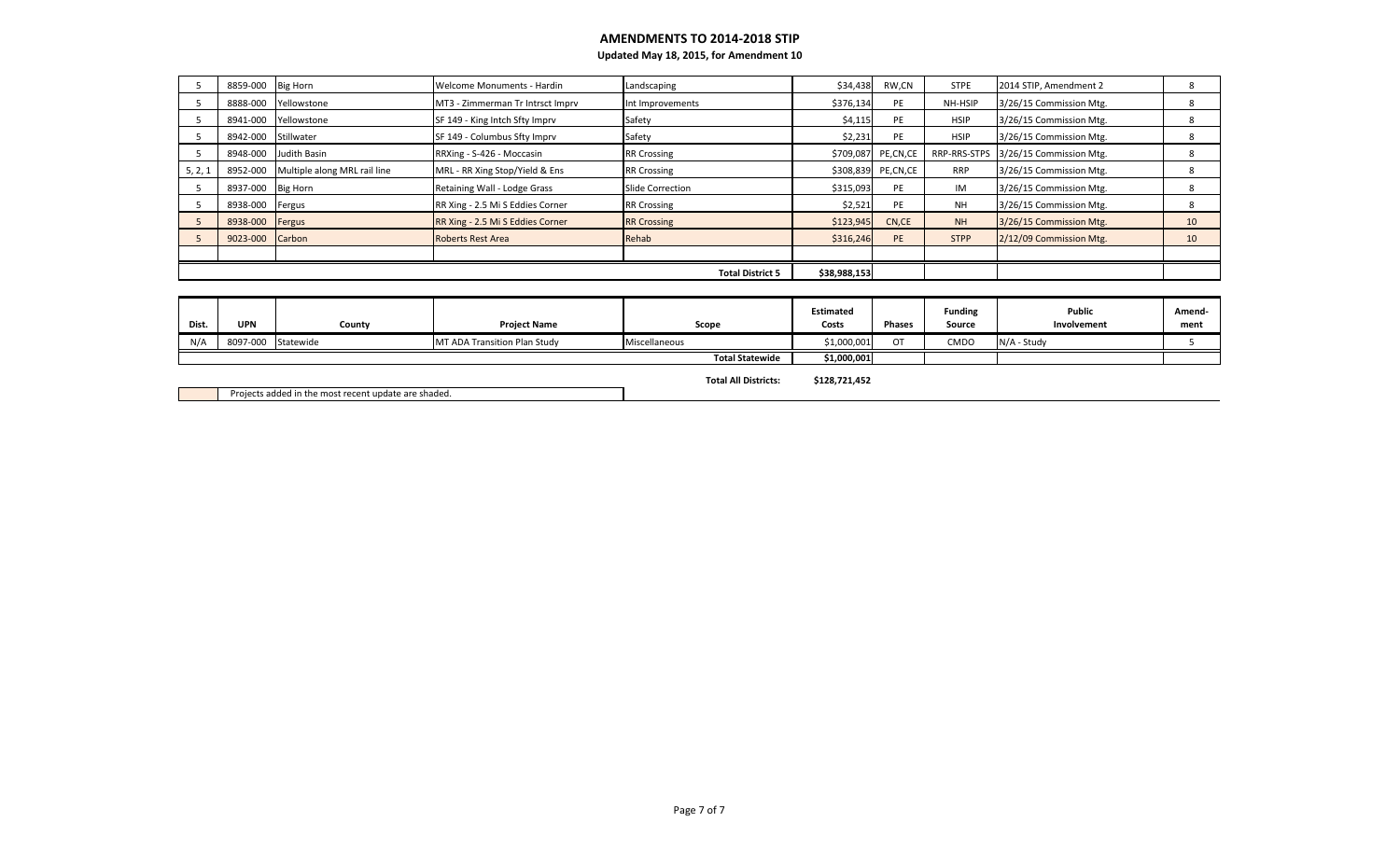# AMENDMENTS TO 2014-2018 STIP

**Updated May 18, 2015, for Amendment 10**

| | | | | | | | | | |
|---|---|---|---|---|---|---|---|---|---|
| 5 | 8859-000 | Big Horn | Welcome Monuments - Hardin | Landscaping | $34,438 | RW,CN | STPE | 2014 STIP, Amendment 2 | 8 |
| 5 | 8888-000 | Yellowstone | MT3 - Zimmerman Tr Intrsct Imprv | Int Improvements | $376,134 | PE | NH-HSIP | 3/26/15 Commission Mtg. | 8 |
| 5 | 8941-000 | Yellowstone | SF 149 - King Intch Sfty Imprv | Safety | $4,115 | PE | HSIP | 3/26/15 Commission Mtg. | 8 |
| 5 | 8942-000 | Stillwater | SF 149 - Columbus Sfty Imprv | Safety | $2,231 | PE | HSIP | 3/26/15 Commission Mtg. | 8 |
| 5 | 8948-000 | Judith Basin | RRXing - S-426 - Moccasin | RR Crossing | $709,087 | PE,CN,CE | RRP-RRS-STPS | 3/26/15 Commission Mtg. | 8 |
| 5, 2, 1 | 8952-000 | Multiple along MRL rail line | MRL - RR Xing Stop/Yield & Ens | RR Crossing | $308,839 | PE,CN,CE | RRP | 3/26/15 Commission Mtg. | 8 |
| 5 | 8937-000 | Big Horn | Retaining Wall - Lodge Grass | Slide Correction | $315,093 | PE | IM | 3/26/15 Commission Mtg. | 8 |
| 5 | 8938-000 | Fergus | RR Xing - 2.5 Mi S Eddies Corner | RR Crossing | $2,521 | PE | NH | 3/26/15 Commission Mtg. | 8 |
| 5 | 8938-000 | Fergus | RR Xing - 2.5 Mi S Eddies Corner | RR Crossing | $123,945 | CN,CE | NH | 3/26/15 Commission Mtg. | 10 |
| 5 | 9023-000 | Carbon | Roberts Rest Area | Rehab | $316,246 | PE | STPP | 2/12/09 Commission Mtg. | 10 |
| | | | | | | | | | |
| | | | | **Total District 5** | **$38,988,153** | | | | |

| Dist. | UPN | County | Project Name | Scope | Estimated Costs | Phases | Funding Source | Public Involvement | Amend-ment |
|---|---|---|---|---|---|---|---|---|---|
| N/A | 8097-000 | Statewide | MT ADA Transition Plan Study | Miscellaneous | $1,000,001 | OT | CMDO | N/A - Study | 5 |
| | | | | **Total Statewide** | **$1,000,001** | | | | |
| | | | | **Total All Districts:** | **$128,721,452** | | | | |

Projects added in the most recent update are shaded.